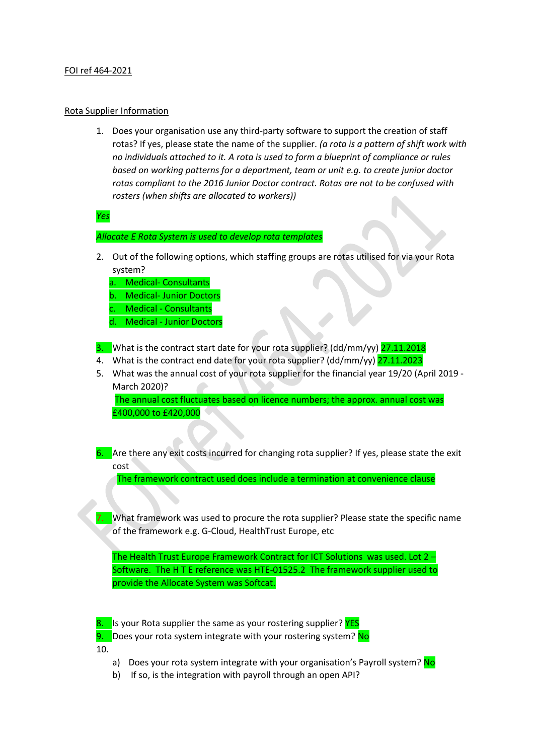FOI ref 464-2021

Rota Supplier Information

1. Does your organisation use any third-party software to support the creation of staff rotas? If yes, please state the name of the supplier. *(a rota is a pattern of shift work with no individuals attached to it. A rota is used to form a blueprint of compliance or rules based on working patterns for a department, team or unit e.g. to create junior doctor rotas compliant to the 2016 Junior Doctor contract. Rotas are not to be confused with rosters (when shifts are allocated to workers))*

   *Yes*

   *Allocate E Rota System is used to develop rota templates*

2. Out of the following options, which staffing groups are rotas utilised for via your Rota system?
   a. Medical- Consultants
   b. Medical- Junior Doctors
   c. Medical - Consultants
   d. Medical - Junior Doctors

3. What is the contract start date for your rota supplier? (dd/mm/yy) 27.11.2018
4. What is the contract end date for your rota supplier? (dd/mm/yy) 27.11.2023
5. What was the annual cost of your rota supplier for the financial year 19/20 (April 2019 - March 2020)?

   The annual cost fluctuates based on licence numbers; the approx. annual cost was £400,000 to £420,000

6. Are there any exit costs incurred for changing rota supplier? If yes, please state the exit cost

   The framework contract used does include a termination at convenience clause

7. What framework was used to procure the rota supplier? Please state the specific name of the framework e.g. G-Cloud, HealthTrust Europe, etc

   The Health Trust Europe Framework Contract for ICT Solutions was used. Lot 2 – Software. The H T E reference was HTE-01525.2 The framework supplier used to provide the Allocate System was Softcat.

8. Is your Rota supplier the same as your rostering supplier? YES
9. Does your rota system integrate with your rostering system? No
10.
    a) Does your rota system integrate with your organisation's Payroll system? No
    b) If so, is the integration with payroll through an open API?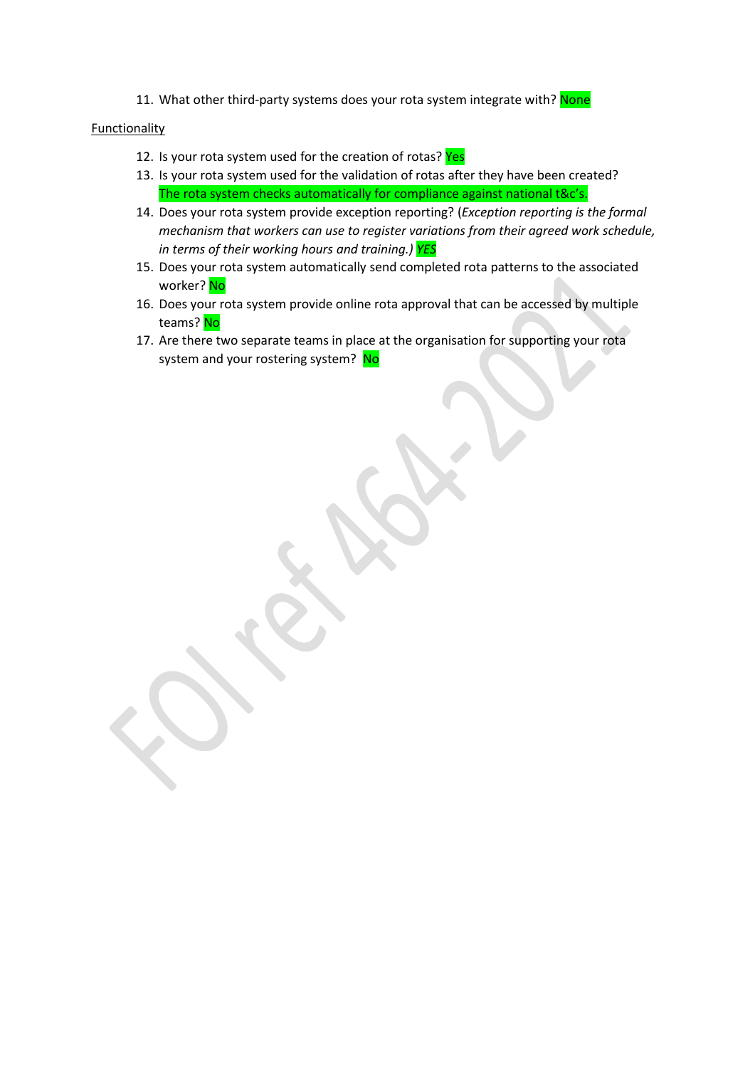11. What other third-party systems does your rota system integrate with? None

Functionality

12. Is your rota system used for the creation of rotas? Yes
13. Is your rota system used for the validation of rotas after they have been created? The rota system checks automatically for compliance against national t&c's.
14. Does your rota system provide exception reporting? (*Exception reporting is the formal mechanism that workers can use to register variations from their agreed work schedule, in terms of their working hours and training.*) *YES*
15. Does your rota system automatically send completed rota patterns to the associated worker? No
16. Does your rota system provide online rota approval that can be accessed by multiple teams? No
17. Are there two separate teams in place at the organisation for supporting your rota system and your rostering system? No